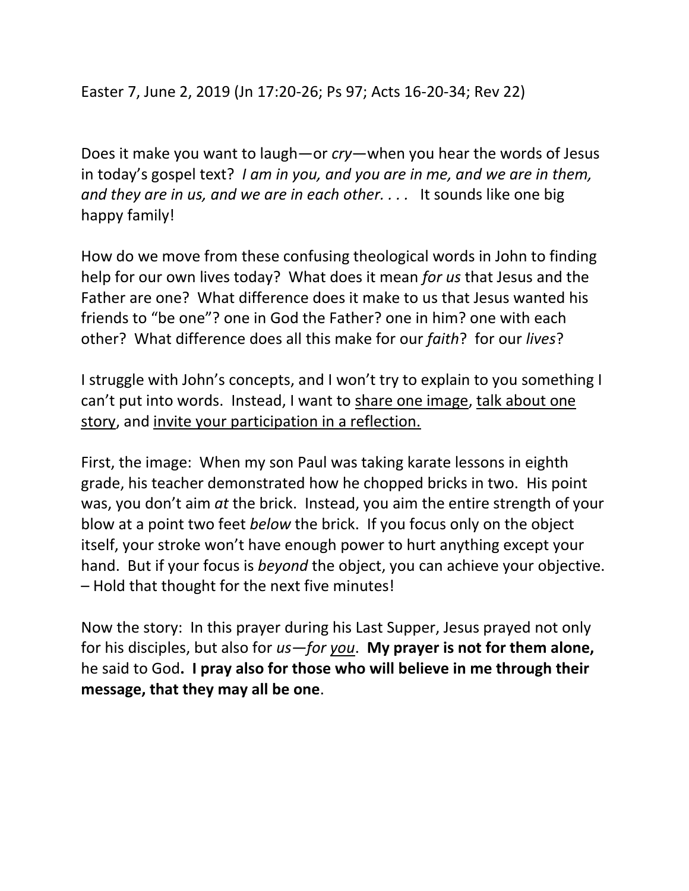Easter 7, June 2, 2019 (Jn 17:20-26; Ps 97; Acts 16-20-34; Rev 22)

Does it make you want to laugh—or *cry*—when you hear the words of Jesus in today's gospel text? *I am in you, and you are in me, and we are in them, and they are in us, and we are in each other. . . .* It sounds like one big happy family!

How do we move from these confusing theological words in John to finding help for our own lives today? What does it mean *for us* that Jesus and the Father are one? What difference does it make to us that Jesus wanted his friends to "be one"? one in God the Father? one in him? one with each other? What difference does all this make for our *faith*? for our *lives*?

I struggle with John's concepts, and I won't try to explain to you something I can't put into words. Instead, I want to <u>share one image</u>, <u>talk about one story</u>, and <u>invite your participation in a reflection.</u>

First, the image: When my son Paul was taking karate lessons in eighth grade, his teacher demonstrated how he chopped bricks in two. His point was, you don't aim *at* the brick. Instead, you aim the entire strength of your blow at a point two feet *below* the brick. If you focus only on the object itself, your stroke won't have enough power to hurt anything except your hand. But if your focus is *beyond* the object, you can achieve your objective. – Hold that thought for the next five minutes!

Now the story: In this prayer during his Last Supper, Jesus prayed not only for his disciples, but also for *us—for <u>you</u>*. **My prayer is not for them alone,** he said to God**. I pray also for those who will believe in me through their message, that they may all be one**.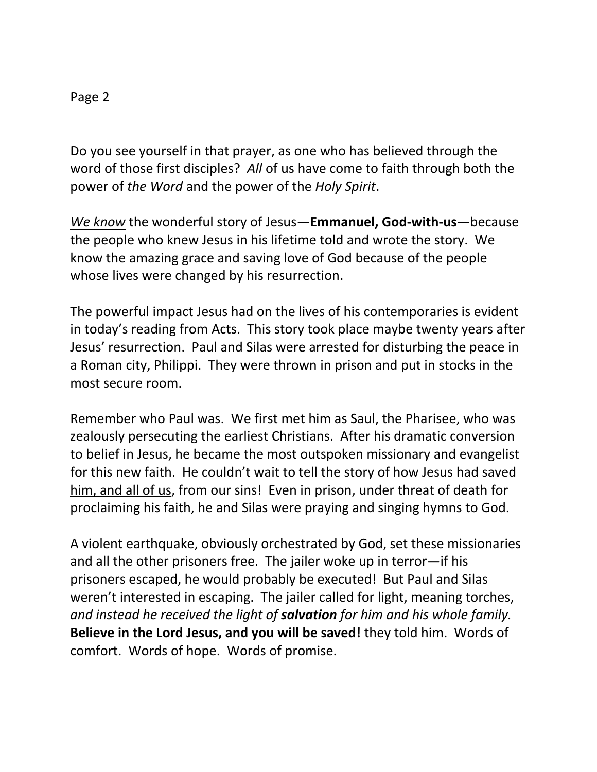Do you see yourself in that prayer, as one who has believed through the word of those first disciples? *All* of us have come to faith through both the power of *the Word* and the power of the *Holy Spirit*.

<u>*We know*</u> the wonderful story of Jesus—**Emmanuel, God-with-us**—because the people who knew Jesus in his lifetime told and wrote the story. We know the amazing grace and saving love of God because of the people whose lives were changed by his resurrection.

The powerful impact Jesus had on the lives of his contemporaries is evident in today's reading from Acts. This story took place maybe twenty years after Jesus' resurrection. Paul and Silas were arrested for disturbing the peace in a Roman city, Philippi. They were thrown in prison and put in stocks in the most secure room.

Remember who Paul was. We first met him as Saul, the Pharisee, who was zealously persecuting the earliest Christians. After his dramatic conversion to belief in Jesus, he became the most outspoken missionary and evangelist for this new faith. He couldn't wait to tell the story of how Jesus had saved <u>him, and all of us</u>, from our sins! Even in prison, under threat of death for proclaiming his faith, he and Silas were praying and singing hymns to God.

A violent earthquake, obviously orchestrated by God, set these missionaries and all the other prisoners free. The jailer woke up in terror—if his prisoners escaped, he would probably be executed! But Paul and Silas weren't interested in escaping. The jailer called for light, meaning torches, *and instead he received the light of* ***salvation*** *for him and his whole family.* **Believe in the Lord Jesus, and you will be saved!** they told him. Words of comfort. Words of hope. Words of promise.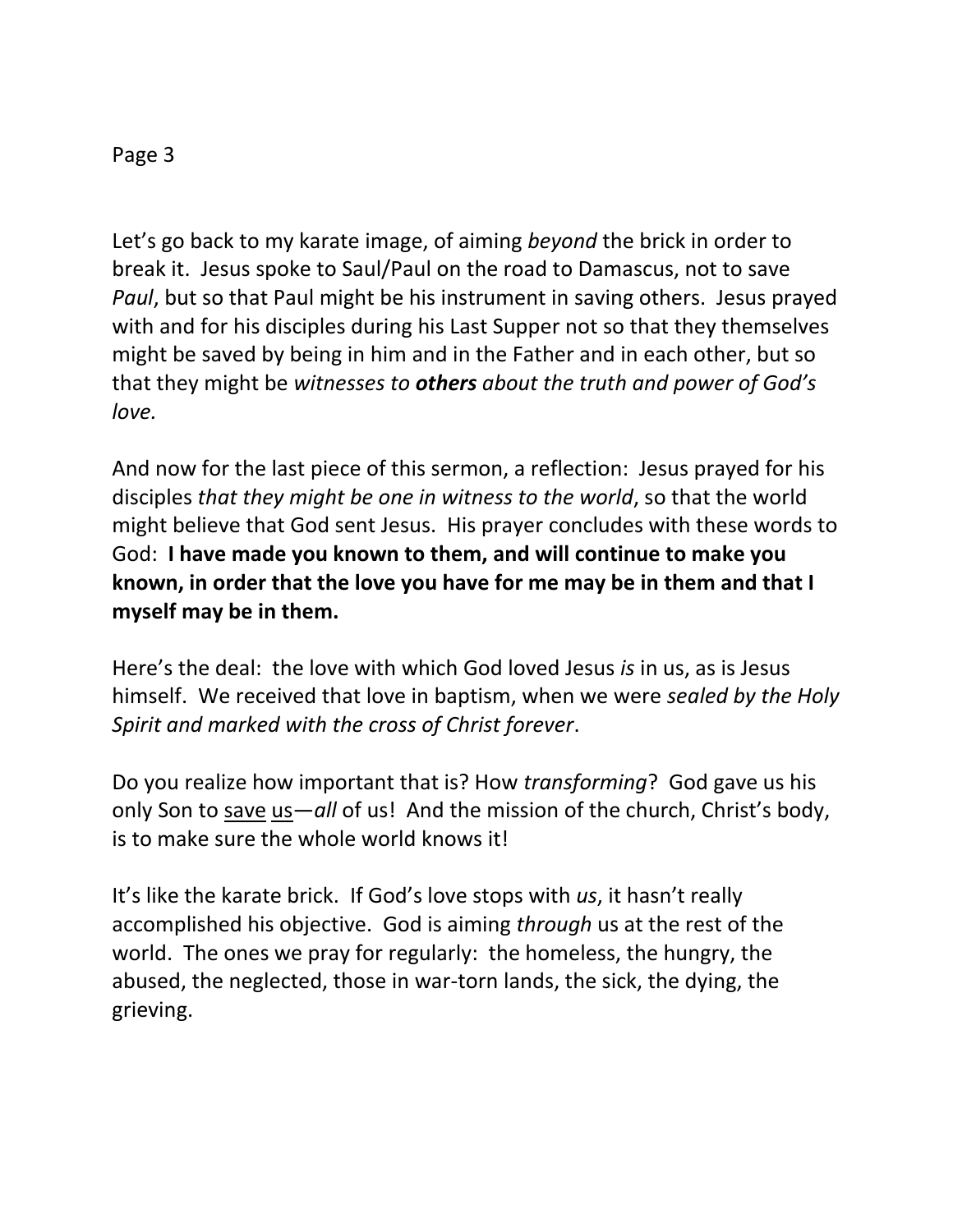Let's go back to my karate image, of aiming *beyond* the brick in order to break it. Jesus spoke to Saul/Paul on the road to Damascus, not to save *Paul*, but so that Paul might be his instrument in saving others. Jesus prayed with and for his disciples during his Last Supper not so that they themselves might be saved by being in him and in the Father and in each other, but so that they might be *witnesses to* ***others*** *about the truth and power of God's love.*

And now for the last piece of this sermon, a reflection: Jesus prayed for his disciples *that they might be one in witness to the world*, so that the world might believe that God sent Jesus. His prayer concludes with these words to God: **I have made you known to them, and will continue to make you known, in order that the love you have for me may be in them and that I myself may be in them.**

Here's the deal: the love with which God loved Jesus *is* in us, as is Jesus himself. We received that love in baptism, when we were *sealed by the Holy Spirit and marked with the cross of Christ forever*.

Do you realize how important that is? How *transforming*? God gave us his only Son to <u>save</u> <u>us</u>—*all* of us! And the mission of the church, Christ's body, is to make sure the whole world knows it!

It's like the karate brick. If God's love stops with *us*, it hasn't really accomplished his objective. God is aiming *through* us at the rest of the world. The ones we pray for regularly: the homeless, the hungry, the abused, the neglected, those in war-torn lands, the sick, the dying, the grieving.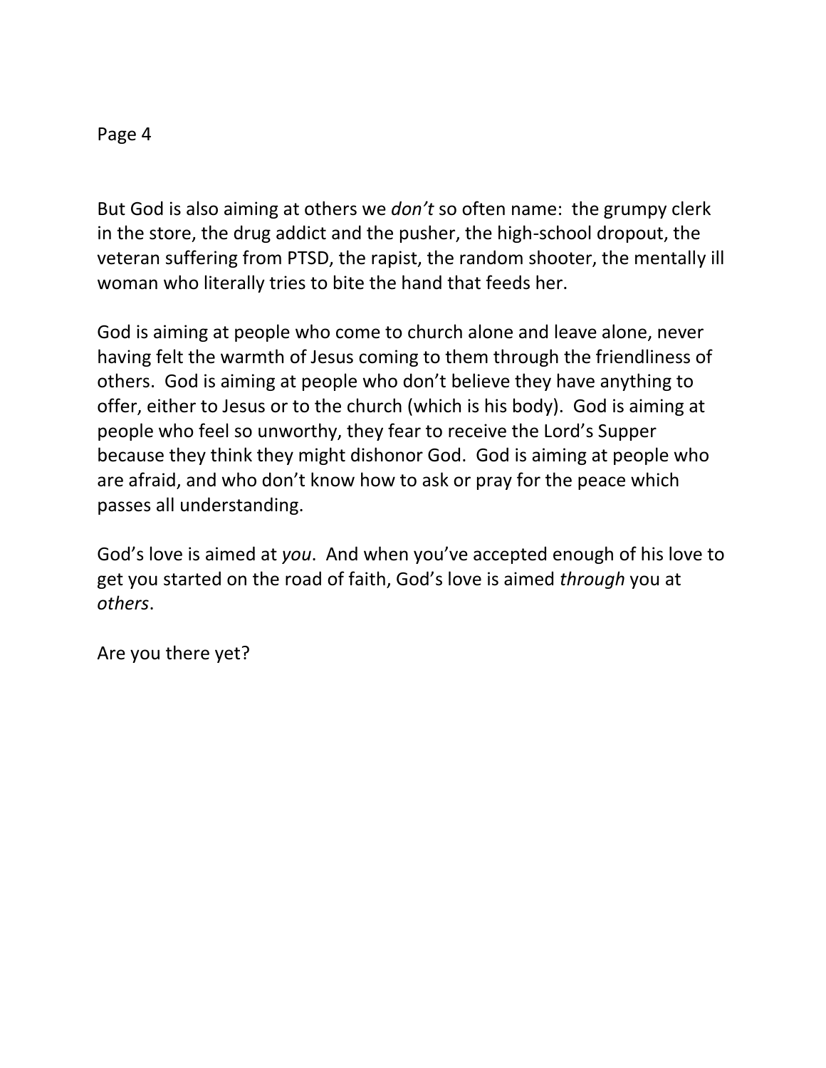But God is also aiming at others we *don't* so often name:  the grumpy clerk in the store, the drug addict and the pusher, the high-school dropout, the veteran suffering from PTSD, the rapist, the random shooter, the mentally ill woman who literally tries to bite the hand that feeds her.

God is aiming at people who come to church alone and leave alone, never having felt the warmth of Jesus coming to them through the friendliness of others.  God is aiming at people who don't believe they have anything to offer, either to Jesus or to the church (which is his body).  God is aiming at people who feel so unworthy, they fear to receive the Lord's Supper because they think they might dishonor God.  God is aiming at people who are afraid, and who don't know how to ask or pray for the peace which passes all understanding.

God's love is aimed at *you*.  And when you've accepted enough of his love to get you started on the road of faith, God's love is aimed *through* you at *others*.

Are you there yet?